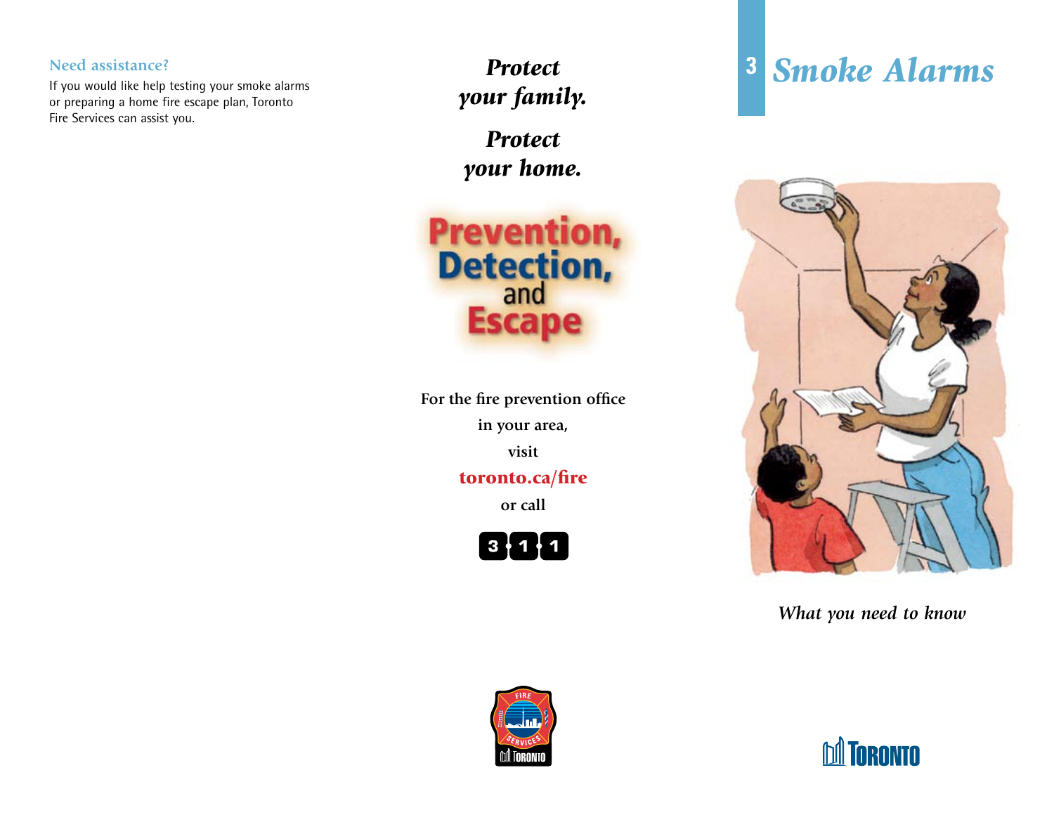### Need assistance?

If you would like help testing your smoke alarms or preparing a home fire escape plan, Toronto Fire Services can assist you.

***Protect your family.***

***Protect your home.***

**Prevention, Detection, and Escape**

**For the fire prevention office in your area, visit**

**toronto.ca/fire**

**or call**

**3 • 1 • 1**

# 3 *Smoke Alarms*

*What you need to know*

TORONTO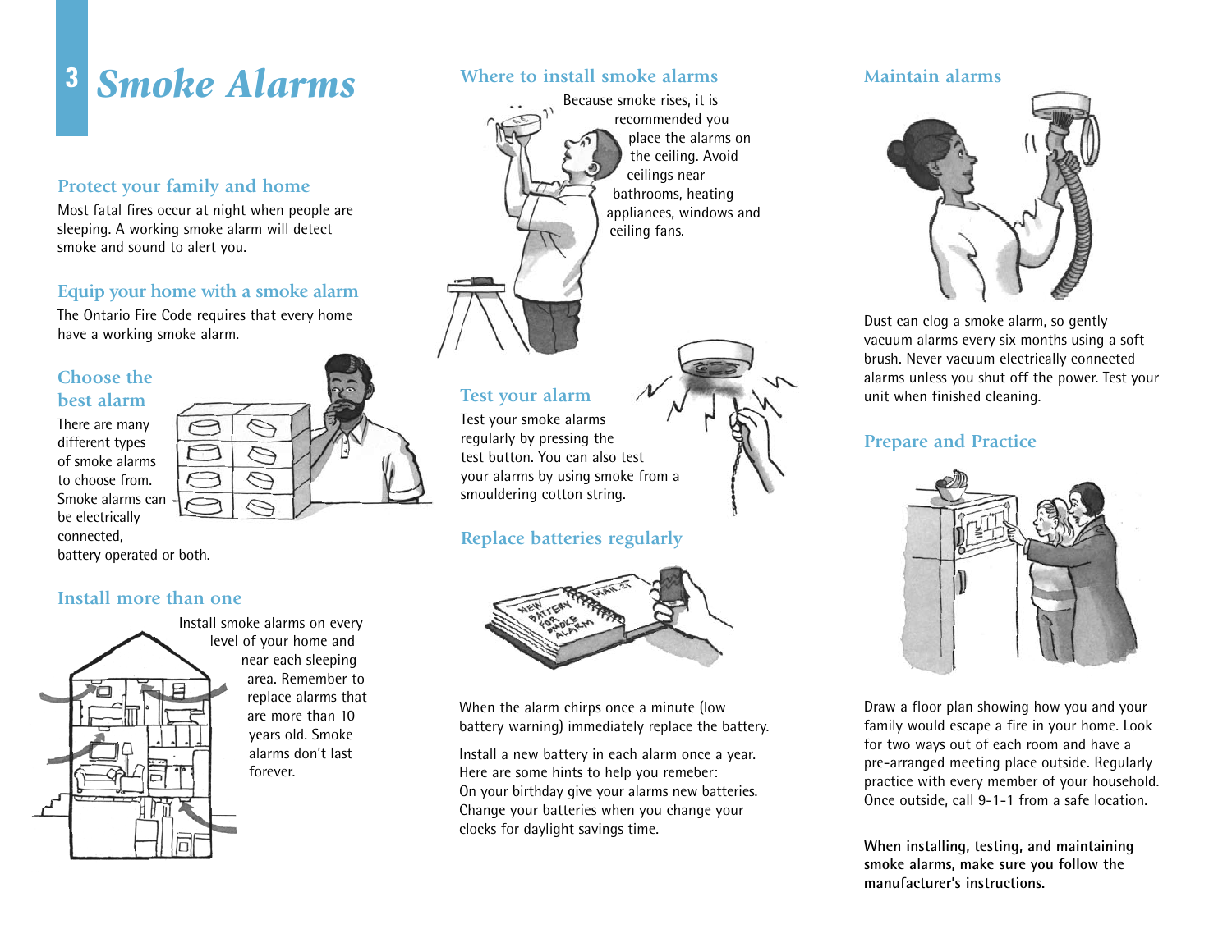# 3 *Smoke Alarms*

## Protect your family and home

Most fatal fires occur at night when people are sleeping. A working smoke alarm will detect smoke and sound to alert you.

## Equip your home with a smoke alarm

The Ontario Fire Code requires that every home have a working smoke alarm.

## Choose the best alarm

There are many different types of smoke alarms to choose from. Smoke alarms can be electrically connected, battery operated or both.

## Install more than one

Install smoke alarms on every level of your home and near each sleeping area. Remember to replace alarms that are more than 10 years old. Smoke alarms don't last forever.

## Where to install smoke alarms

Because smoke rises, it is recommended you place the alarms on the ceiling. Avoid ceilings near bathrooms, heating appliances, windows and ceiling fans.

## Test your alarm

Test your smoke alarms regularly by pressing the test button. You can also test your alarms by using smoke from a smouldering cotton string.

## Replace batteries regularly

When the alarm chirps once a minute (low battery warning) immediately replace the battery.

Install a new battery in each alarm once a year. Here are some hints to help you remeber: On your birthday give your alarms new batteries. Change your batteries when you change your clocks for daylight savings time.

## Maintain alarms

Dust can clog a smoke alarm, so gently vacuum alarms every six months using a soft brush. Never vacuum electrically connected alarms unless you shut off the power. Test your unit when finished cleaning.

## Prepare and Practice

Draw a floor plan showing how you and your family would escape a fire in your home. Look for two ways out of each room and have a pre-arranged meeting place outside. Regularly practice with every member of your household. Once outside, call 9-1-1 from a safe location.

**When installing, testing, and maintaining smoke alarms, make sure you follow the manufacturer's instructions.**